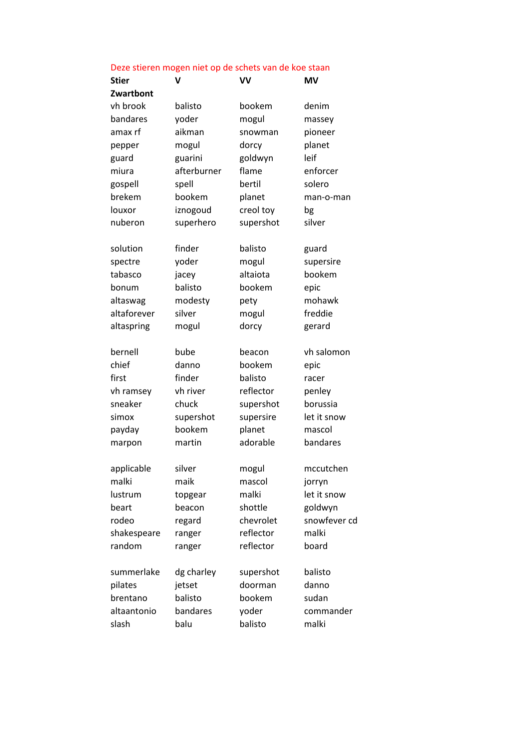Deze stieren mogen niet op de schets van de koe staan

| Stier | V | VV | MV |
|---|---|---|---|
| **Zwartbont** | | | |
| vh brook | balisto | bookem | denim |
| bandares | yoder | mogul | massey |
| amax rf | aikman | snowman | pioneer |
| pepper | mogul | dorcy | planet |
| guard | guarini | goldwyn | leif |
| miura | afterburner | flame | enforcer |
| gospell | spell | bertil | solero |
| brekem | bookem | planet | man-o-man |
| louxor | iznogoud | creol toy | bg |
| nuberon | superhero | supershot | silver |
| | | | |
| solution | finder | balisto | guard |
| spectre | yoder | mogul | supersire |
| tabasco | jacey | altaiota | bookem |
| bonum | balisto | bookem | epic |
| altaswag | modesty | pety | mohawk |
| altaforever | silver | mogul | freddie |
| altaspring | mogul | dorcy | gerard |
| | | | |
| bernell | bube | beacon | vh salomon |
| chief | danno | bookem | epic |
| first | finder | balisto | racer |
| vh ramsey | vh river | reflector | penley |
| sneaker | chuck | supershot | borussia |
| simox | supershot | supersire | let it snow |
| payday | bookem | planet | mascol |
| marpon | martin | adorable | bandares |
| | | | |
| applicable | silver | mogul | mccutchen |
| malki | maik | mascol | jorryn |
| lustrum | topgear | malki | let it snow |
| beart | beacon | shottle | goldwyn |
| rodeo | regard | chevrolet | snowfever cd |
| shakespeare | ranger | reflector | malki |
| random | ranger | reflector | board |
| | | | |
| summerlake | dg charley | supershot | balisto |
| pilates | jetset | doorman | danno |
| brentano | balisto | bookem | sudan |
| altaantonio | bandares | yoder | commander |
| slash | balu | balisto | malki |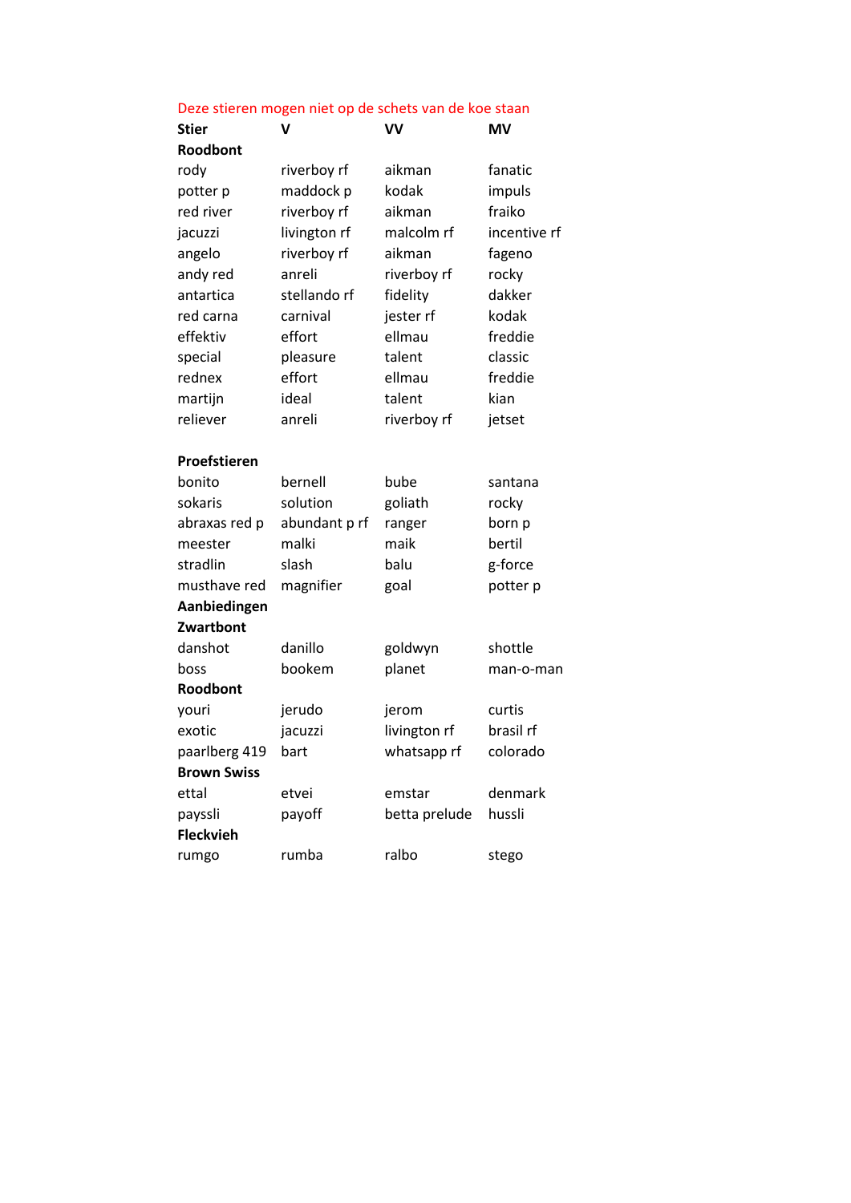Deze stieren mogen niet op de schets van de koe staan

| Stier | V | VV | MV |
|---|---|---|---|
| **Roodbont** | | | |
| rody | riverboy rf | aikman | fanatic |
| potter p | maddock p | kodak | impuls |
| red river | riverboy rf | aikman | fraiko |
| jacuzzi | livington rf | malcolm rf | incentive rf |
| angelo | riverboy rf | aikman | fageno |
| andy red | anreli | riverboy rf | rocky |
| antartica | stellando rf | fidelity | dakker |
| red carna | carnival | jester rf | kodak |
| effektiv | effort | ellmau | freddie |
| special | pleasure | talent | classic |
| rednex | effort | ellmau | freddie |
| martijn | ideal | talent | kian |
| reliever | anreli | riverboy rf | jetset |
| | | | |
| **Proefstieren** | | | |
| bonito | bernell | bube | santana |
| sokaris | solution | goliath | rocky |
| abraxas red p | abundant p rf | ranger | born p |
| meester | malki | maik | bertil |
| stradlin | slash | balu | g-force |
| musthave red | magnifier | goal | potter p |
| **Aanbiedingen** | | | |
| **Zwartbont** | | | |
| danshot | danillo | goldwyn | shottle |
| boss | bookem | planet | man-o-man |
| **Roodbont** | | | |
| youri | jerudo | jerom | curtis |
| exotic | jacuzzi | livington rf | brasil rf |
| paarlberg 419 | bart | whatsapp rf | colorado |
| **Brown Swiss** | | | |
| ettal | etvei | emstar | denmark |
| payssli | payoff | betta prelude | hussli |
| **Fleckvieh** | | | |
| rumgo | rumba | ralbo | stego |